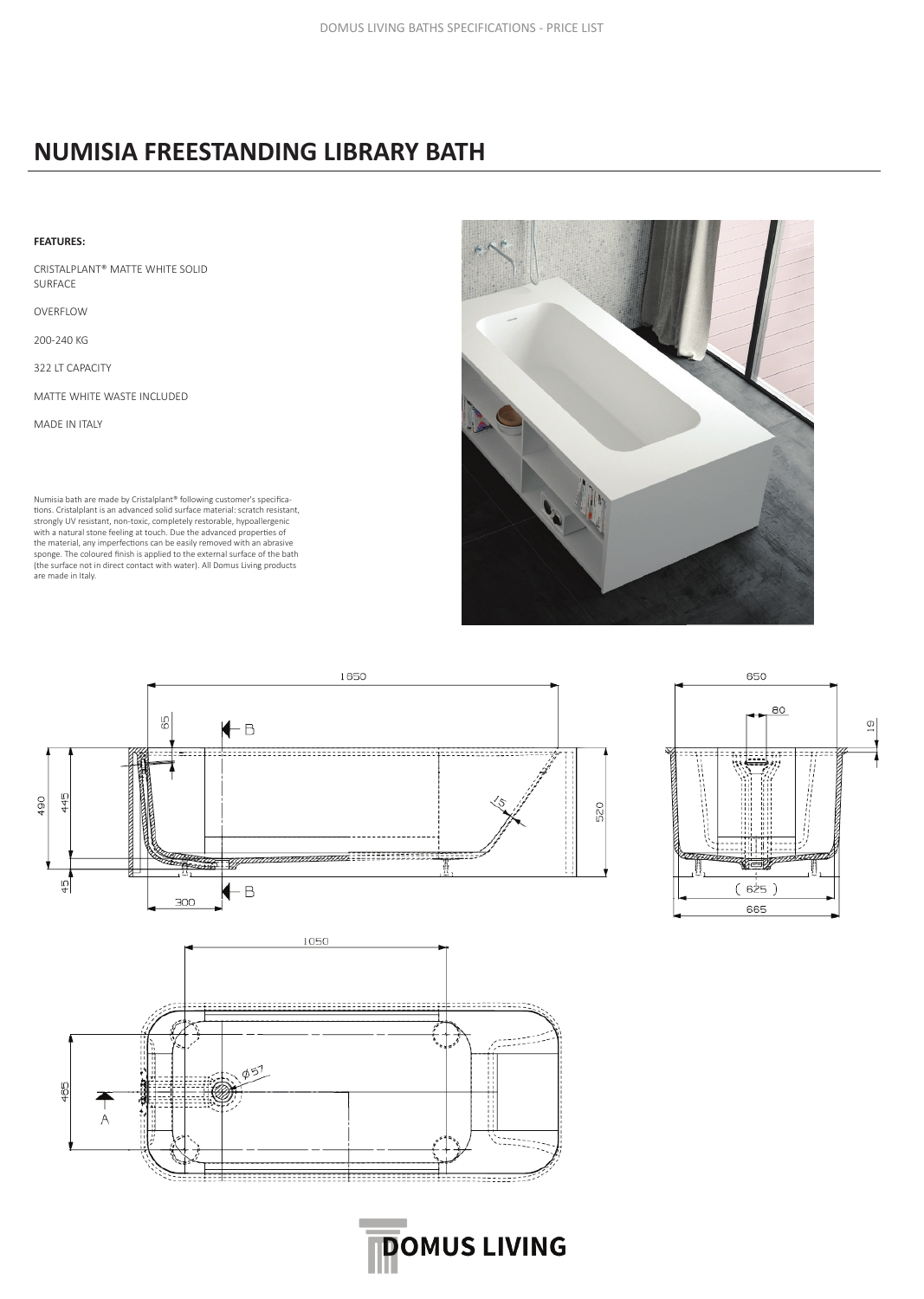# NUMISIA FREESTANDING LIBRARY BATH

**FEATURES:**

CRISTALPLANT® MATTE WHITE SOLID SURFACE

OVERFLOW

200-240 KG

322 LT CAPACITY

MATTE WHITE WASTE INCLUDED

MADE IN ITALY

Numisia bath are made by Cristalplant® following customer's specifications. Cristalplant is an advanced solid surface material: scratch resistant, strongly UV resistant, non-toxic, completely restorable, hypoallergenic with a natural stone feeling at touch. Due the advanced properties of the material, any imperfections can be easily removed with an abrasive sponge. The coloured finish is applied to the external surface of the bath (the surface not in direct contact with water). All Domus Living products are made in Italy.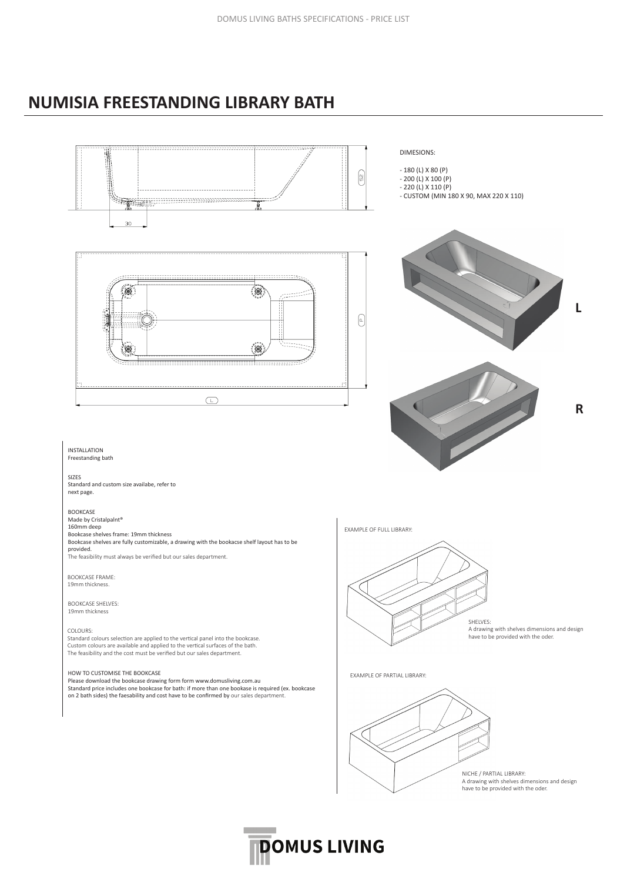# NUMISIA FREESTANDING LIBRARY BATH

DIMESIONS:

- 180 (L) X 80 (P)
- 200 (L) X 100 (P)
- 220 (L) X 110 (P)
- CUSTOM (MIN 180 X 90, MAX 220 X 110)

INSTALLATION
Freestanding bath

SIZES
Standard and custom size availabe, refer to next page.

BOOKCASE
Made by Cristalpalnt®
160mm deep
Bookcase shelves frame: 19mm thickness
Bookcase shelves are fully customizable, a drawing with the bookacse shelf layout has to be provided.
The feasibility must always be verified but our sales department.

BOOKCASE FRAME:
19mm thickness.

BOOKCASE SHELVES:
19mm thickness

COLOURS:
Standard colours selection are applied to the vertical panel into the bookcase.
Custom colours are available and applied to the vertical surfaces of the bath.
The feasibility and the cost must be verified but our sales department.

HOW TO CUSTOMISE THE BOOKCASE
Please download the bookcase drawing form form www.domusliving.com.au
Standard price includes one bookcase for bath: if more than one bookase is required (ex. bookcase on 2 bath sides) the faesability and cost have to be confirmed by our sales department.

EXAMPLE OF FULL LIBRARY:

SHELVES:
A drawing with shelves dimensions and design have to be provided with the oder.

EXAMPLE OF PARTIAL LIBRARY:

NICHE / PARTIAL LIBRARY:
A drawing with shelves dimensions and design have to be provided with the oder.

DOMUS LIVING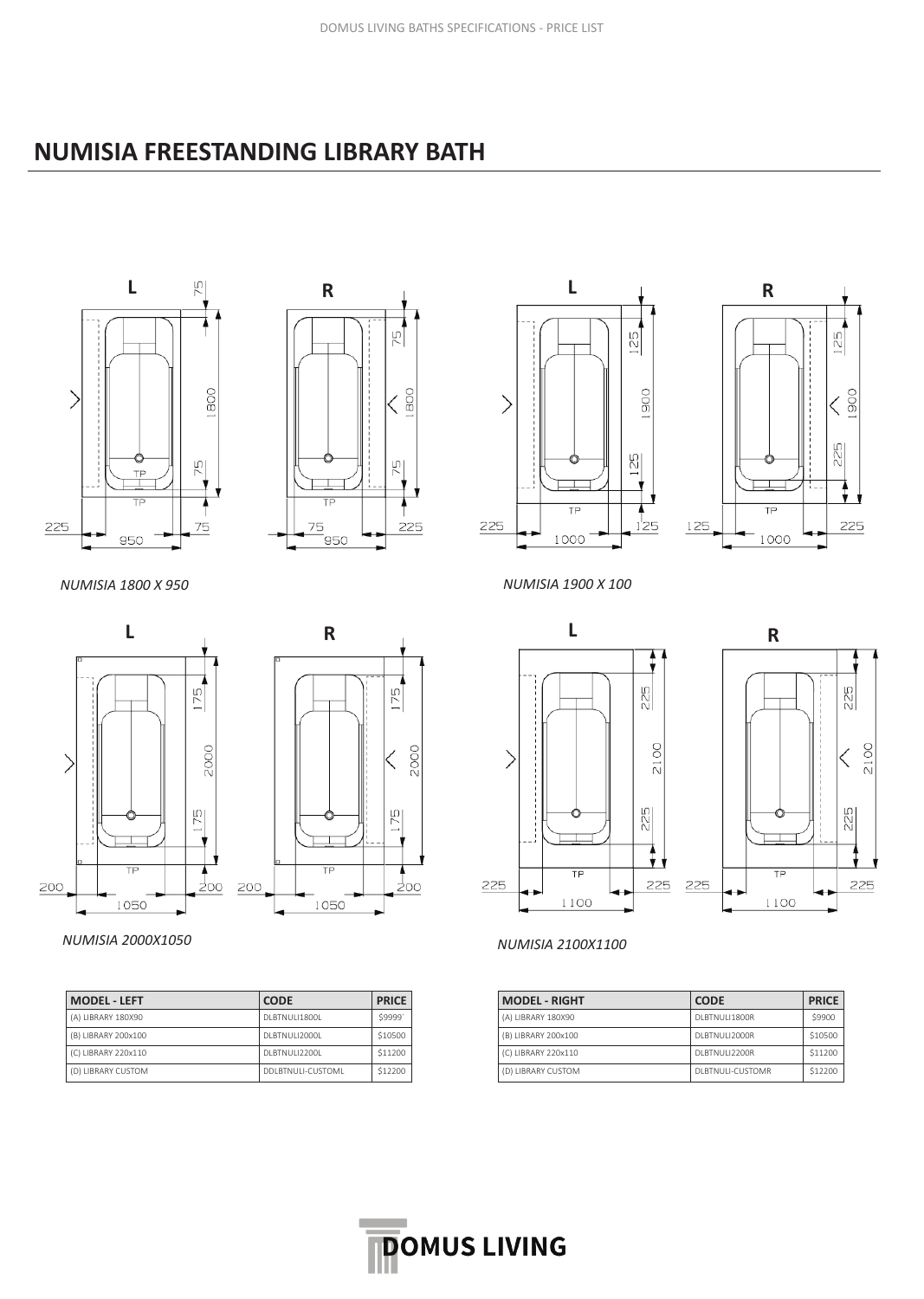## NUMISIA FREESTANDING LIBRARY BATH

L R

75 1800 75 225 950 75 75 950 225

*NUMISIA 1800 X 950*

L R

125 1900 125 225 1000 125 125 1000 225 225

*NUMISIA 1900 X 100*

L R

175 2000 175 200 1050 200 200 1050 200

*NUMISIA 2000X1050*

L R

225 2100 225 225 1100 225 225 1100 225

*NUMISIA 2100X1100*

| MODEL - LEFT | CODE | PRICE |
|---|---|---|
| (A) LIBRARY 180X90 | DLBTNULI1800L | $9999' |
| (B) LIBRARY 200x100 | DLBTNULI2000L | $10500 |
| (C) LIBRARY 220x110 | DLBTNULI2200L | $11200 |
| (D) LIBRARY CUSTOM | DDLBTNULI-CUSTOML | $12200 |

| MODEL - RIGHT | CODE | PRICE |
|---|---|---|
| (A) LIBRARY 180X90 | DLBTNULI1800R | $9900 |
| (B) LIBRARY 200x100 | DLBTNULI2000R | $10500 |
| (C) LIBRARY 220x110 | DLBTNULI2200R | $11200 |
| (D) LIBRARY CUSTOM | DLBTNULI-CUSTOMR | $12200 |

DOMUS LIVING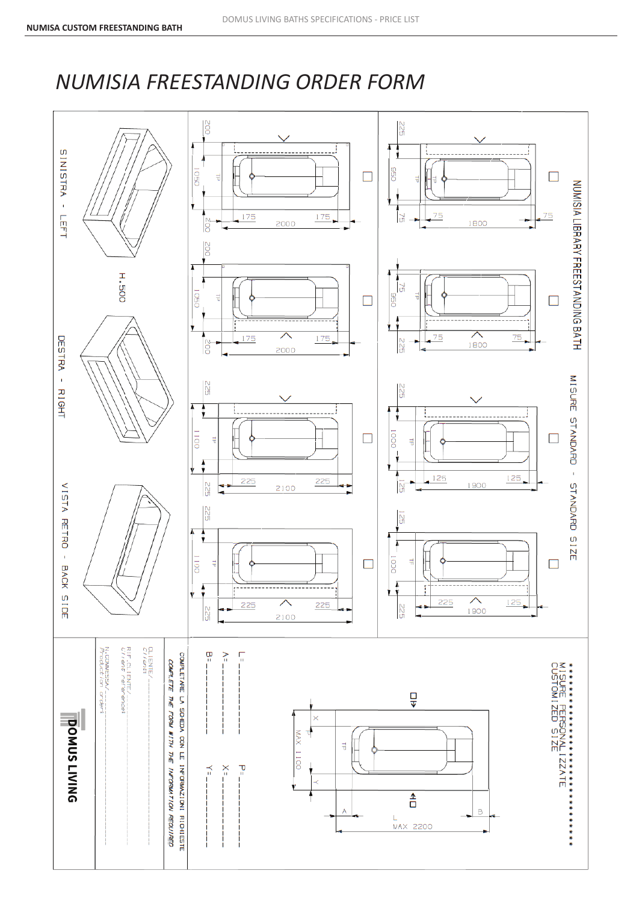# NUMISIA FREESTANDING ORDER FORM

NUMISIA LIBRARY FREESTANDING BATH

MISURE STANDARD - STANDARD SIZE

SINISTRA - LEFT

H.500

DESTRA - RIGHT

VISTA RETRO - BACK SIDE

200
1050
200
175
175
2000

225
950
75
75
75
1800

200
1050
200
175
175
2000

75
950
225
75
75
1800

225
1100
225
225
225
2100

225
1000
125
125
125
1900

225
1100
225
225
225
2100

125
1000
225
225
125
1900

TP

\*\*\*\*\*\*\*\*\*\*\*\*\*\*\*\*\*\*\*\*\*\*\*\*\*\*\*\*\*\*\*\*\*\*\*\*
MISURE PERSONALIZZATE
CUSTOMIZED SIZE

X
Y
A
B
MAX 1100
L
MAX 2200
TP

L= ____________ P= ____________

A= ____________ X= ____________

B= ____________ Y= ____________

COMPLETARE LA SCHEDA CON LE INFORMAZIONI RICHIESTE
*COMPLETE THE FORM WITH THE INFORMATION REQUIRED*

CLIENTE/
*Client*

RIF.CLIENTE/
*Client reference*

N.COMMESSA/
*Production order*

DOMUS LIVING